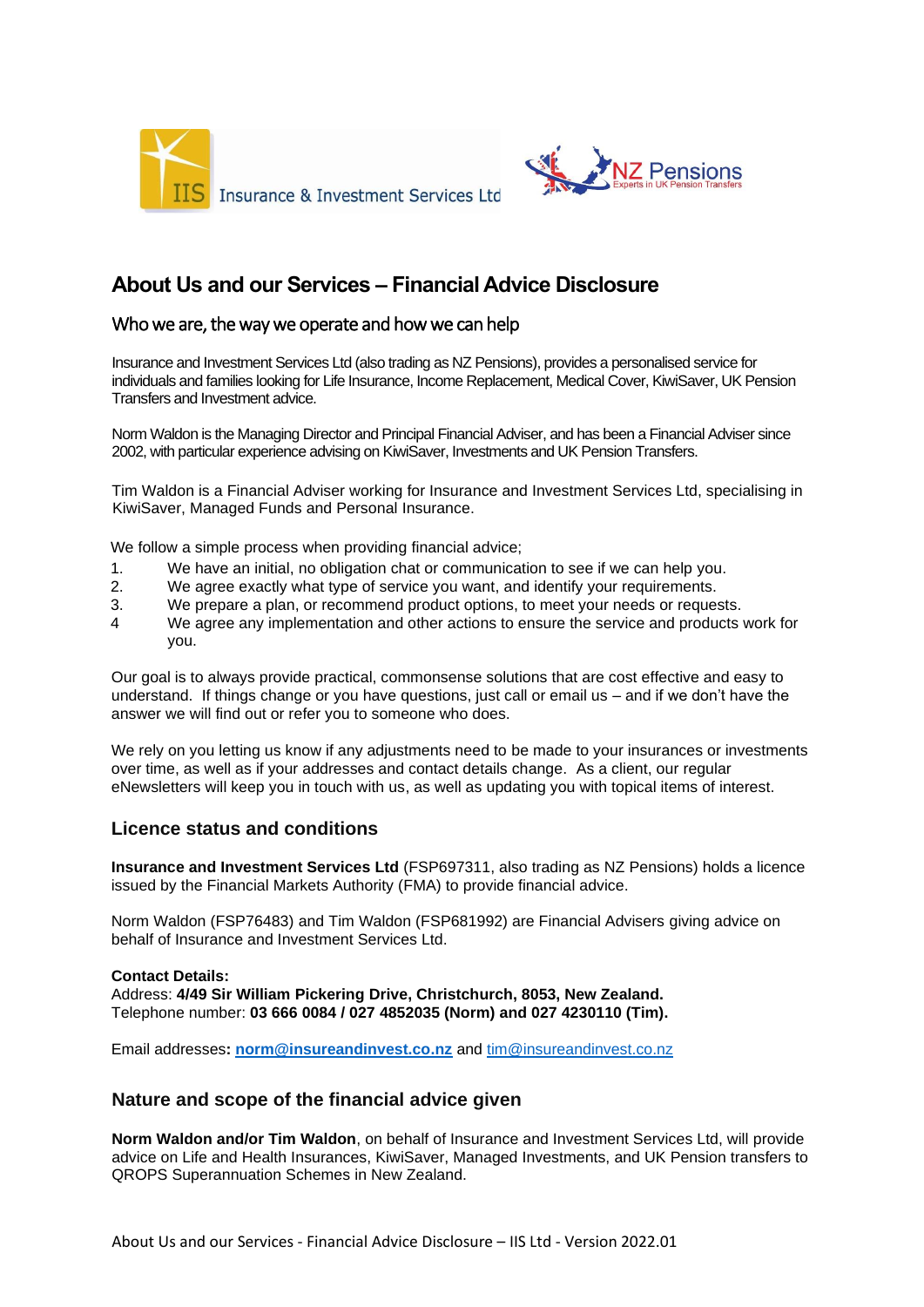IIS Insurance & Investment Services Ltd

NZ Pensions
Experts in UK Pension Transfers

# About Us and our Services – Financial Advice Disclosure

## Who we are, the way we operate and how we can help

Insurance and Investment Services Ltd (also trading as NZ Pensions), provides a personalised service for individuals and families looking for Life Insurance, Income Replacement, Medical Cover, KiwiSaver, UK Pension Transfers and Investment advice.

Norm Waldon is the Managing Director and Principal Financial Adviser, and has been a Financial Adviser since 2002, with particular experience advising on KiwiSaver, Investments and UK Pension Transfers.

Tim Waldon is a Financial Adviser working for Insurance and Investment Services Ltd, specialising in KiwiSaver, Managed Funds and Personal Insurance.

We follow a simple process when providing financial advice;

1. We have an initial, no obligation chat or communication to see if we can help you.
2. We agree exactly what type of service you want, and identify your requirements.
3. We prepare a plan, or recommend product options, to meet your needs or requests.
4. We agree any implementation and other actions to ensure the service and products work for you.

Our goal is to always provide practical, commonsense solutions that are cost effective and easy to understand. If things change or you have questions, just call or email us – and if we don't have the answer we will find out or refer you to someone who does.

We rely on you letting us know if any adjustments need to be made to your insurances or investments over time, as well as if your addresses and contact details change. As a client, our regular eNewsletters will keep you in touch with us, as well as updating you with topical items of interest.

## Licence status and conditions

**Insurance and Investment Services Ltd** (FSP697311, also trading as NZ Pensions) holds a licence issued by the Financial Markets Authority (FMA) to provide financial advice.

Norm Waldon (FSP76483) and Tim Waldon (FSP681992) are Financial Advisers giving advice on behalf of Insurance and Investment Services Ltd.

**Contact Details:**
Address: **4/49 Sir William Pickering Drive, Christchurch, 8053, New Zealand.**
Telephone number: **03 666 0084 / 027 4852035 (Norm) and 027 4230110 (Tim).**

Email addresses**: norm@insureandinvest.co.nz** and tim@insureandinvest.co.nz

## Nature and scope of the financial advice given

**Norm Waldon and/or Tim Waldon**, on behalf of Insurance and Investment Services Ltd, will provide advice on Life and Health Insurances, KiwiSaver, Managed Investments, and UK Pension transfers to QROPS Superannuation Schemes in New Zealand.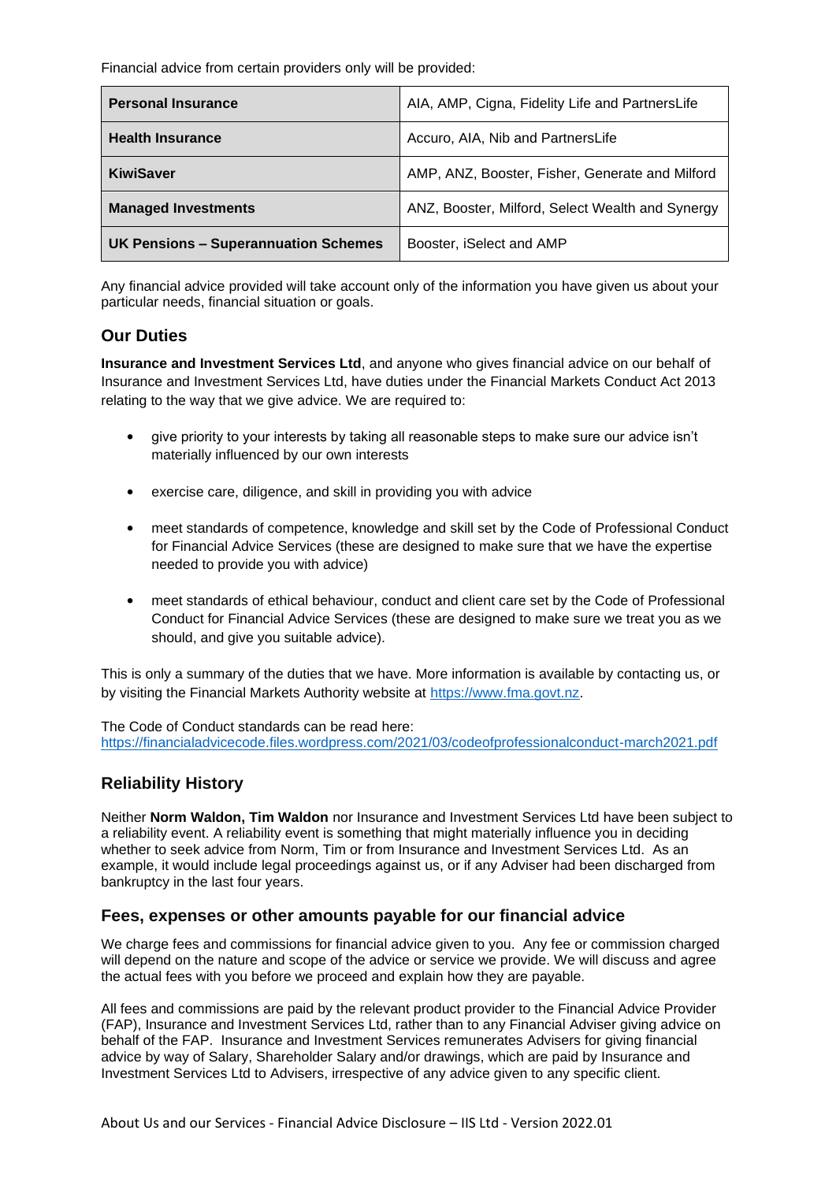Financial advice from certain providers only will be provided:

| | |
|---|---|
| **Personal Insurance** | AIA, AMP, Cigna, Fidelity Life and PartnersLife |
| **Health Insurance** | Accuro, AIA, Nib and PartnersLife |
| **KiwiSaver** | AMP, ANZ, Booster, Fisher, Generate and Milford |
| **Managed Investments** | ANZ, Booster, Milford, Select Wealth and Synergy |
| **UK Pensions – Superannuation Schemes** | Booster, iSelect and AMP |

Any financial advice provided will take account only of the information you have given us about your particular needs, financial situation or goals.

## Our Duties

**Insurance and Investment Services Ltd**, and anyone who gives financial advice on our behalf of Insurance and Investment Services Ltd, have duties under the Financial Markets Conduct Act 2013 relating to the way that we give advice. We are required to:

- give priority to your interests by taking all reasonable steps to make sure our advice isn't materially influenced by our own interests
- exercise care, diligence, and skill in providing you with advice
- meet standards of competence, knowledge and skill set by the Code of Professional Conduct for Financial Advice Services (these are designed to make sure that we have the expertise needed to provide you with advice)
- meet standards of ethical behaviour, conduct and client care set by the Code of Professional Conduct for Financial Advice Services (these are designed to make sure we treat you as we should, and give you suitable advice).

This is only a summary of the duties that we have. More information is available by contacting us, or by visiting the Financial Markets Authority website at https://www.fma.govt.nz.

The Code of Conduct standards can be read here:
https://financialadvicecode.files.wordpress.com/2021/03/codeofprofessionalconduct-march2021.pdf

## Reliability History

Neither **Norm Waldon, Tim Waldon** nor Insurance and Investment Services Ltd have been subject to a reliability event. A reliability event is something that might materially influence you in deciding whether to seek advice from Norm, Tim or from Insurance and Investment Services Ltd. As an example, it would include legal proceedings against us, or if any Adviser had been discharged from bankruptcy in the last four years.

## Fees, expenses or other amounts payable for our financial advice

We charge fees and commissions for financial advice given to you. Any fee or commission charged will depend on the nature and scope of the advice or service we provide. We will discuss and agree the actual fees with you before we proceed and explain how they are payable.

All fees and commissions are paid by the relevant product provider to the Financial Advice Provider (FAP), Insurance and Investment Services Ltd, rather than to any Financial Adviser giving advice on behalf of the FAP. Insurance and Investment Services remunerates Advisers for giving financial advice by way of Salary, Shareholder Salary and/or drawings, which are paid by Insurance and Investment Services Ltd to Advisers, irrespective of any advice given to any specific client.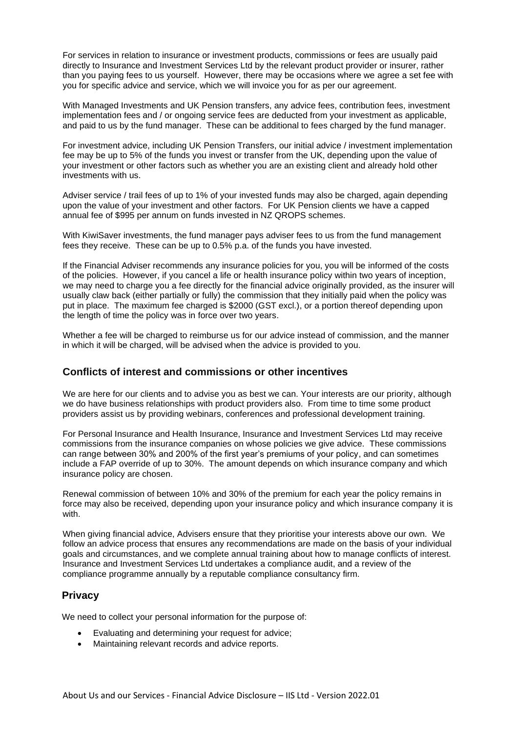For services in relation to insurance or investment products, commissions or fees are usually paid directly to Insurance and Investment Services Ltd by the relevant product provider or insurer, rather than you paying fees to us yourself. However, there may be occasions where we agree a set fee with you for specific advice and service, which we will invoice you for as per our agreement.

With Managed Investments and UK Pension transfers, any advice fees, contribution fees, investment implementation fees and / or ongoing service fees are deducted from your investment as applicable, and paid to us by the fund manager. These can be additional to fees charged by the fund manager.

For investment advice, including UK Pension Transfers, our initial advice / investment implementation fee may be up to 5% of the funds you invest or transfer from the UK, depending upon the value of your investment or other factors such as whether you are an existing client and already hold other investments with us.

Adviser service / trail fees of up to 1% of your invested funds may also be charged, again depending upon the value of your investment and other factors. For UK Pension clients we have a capped annual fee of $995 per annum on funds invested in NZ QROPS schemes.

With KiwiSaver investments, the fund manager pays adviser fees to us from the fund management fees they receive. These can be up to 0.5% p.a. of the funds you have invested.

If the Financial Adviser recommends any insurance policies for you, you will be informed of the costs of the policies. However, if you cancel a life or health insurance policy within two years of inception, we may need to charge you a fee directly for the financial advice originally provided, as the insurer will usually claw back (either partially or fully) the commission that they initially paid when the policy was put in place. The maximum fee charged is $2000 (GST excl.), or a portion thereof depending upon the length of time the policy was in force over two years.

Whether a fee will be charged to reimburse us for our advice instead of commission, and the manner in which it will be charged, will be advised when the advice is provided to you.

## Conflicts of interest and commissions or other incentives

We are here for our clients and to advise you as best we can. Your interests are our priority, although we do have business relationships with product providers also. From time to time some product providers assist us by providing webinars, conferences and professional development training.

For Personal Insurance and Health Insurance, Insurance and Investment Services Ltd may receive commissions from the insurance companies on whose policies we give advice. These commissions can range between 30% and 200% of the first year's premiums of your policy, and can sometimes include a FAP override of up to 30%. The amount depends on which insurance company and which insurance policy are chosen.

Renewal commission of between 10% and 30% of the premium for each year the policy remains in force may also be received, depending upon your insurance policy and which insurance company it is with.

When giving financial advice, Advisers ensure that they prioritise your interests above our own. We follow an advice process that ensures any recommendations are made on the basis of your individual goals and circumstances, and we complete annual training about how to manage conflicts of interest. Insurance and Investment Services Ltd undertakes a compliance audit, and a review of the compliance programme annually by a reputable compliance consultancy firm.

## Privacy

We need to collect your personal information for the purpose of:

- Evaluating and determining your request for advice;
- Maintaining relevant records and advice reports.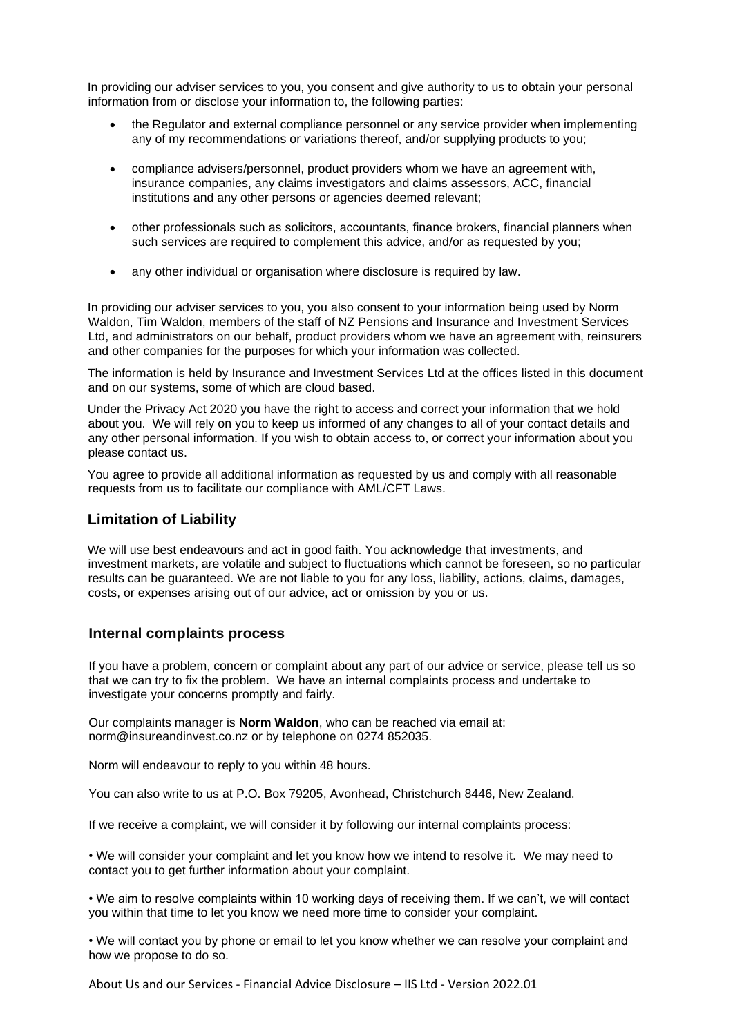In providing our adviser services to you, you consent and give authority to us to obtain your personal information from or disclose your information to, the following parties:

- the Regulator and external compliance personnel or any service provider when implementing any of my recommendations or variations thereof, and/or supplying products to you;
- compliance advisers/personnel, product providers whom we have an agreement with, insurance companies, any claims investigators and claims assessors, ACC, financial institutions and any other persons or agencies deemed relevant;
- other professionals such as solicitors, accountants, finance brokers, financial planners when such services are required to complement this advice, and/or as requested by you;
- any other individual or organisation where disclosure is required by law.

In providing our adviser services to you, you also consent to your information being used by Norm Waldon, Tim Waldon, members of the staff of NZ Pensions and Insurance and Investment Services Ltd, and administrators on our behalf, product providers whom we have an agreement with, reinsurers and other companies for the purposes for which your information was collected.

The information is held by Insurance and Investment Services Ltd at the offices listed in this document and on our systems, some of which are cloud based.

Under the Privacy Act 2020 you have the right to access and correct your information that we hold about you. We will rely on you to keep us informed of any changes to all of your contact details and any other personal information. If you wish to obtain access to, or correct your information about you please contact us.

You agree to provide all additional information as requested by us and comply with all reasonable requests from us to facilitate our compliance with AML/CFT Laws.

## Limitation of Liability

We will use best endeavours and act in good faith. You acknowledge that investments, and investment markets, are volatile and subject to fluctuations which cannot be foreseen, so no particular results can be guaranteed. We are not liable to you for any loss, liability, actions, claims, damages, costs, or expenses arising out of our advice, act or omission by you or us.

## Internal complaints process

If you have a problem, concern or complaint about any part of our advice or service, please tell us so that we can try to fix the problem. We have an internal complaints process and undertake to investigate your concerns promptly and fairly.

Our complaints manager is **Norm Waldon**, who can be reached via email at: norm@insureandinvest.co.nz or by telephone on 0274 852035.

Norm will endeavour to reply to you within 48 hours.

You can also write to us at P.O. Box 79205, Avonhead, Christchurch 8446, New Zealand.

If we receive a complaint, we will consider it by following our internal complaints process:

• We will consider your complaint and let you know how we intend to resolve it. We may need to contact you to get further information about your complaint.

• We aim to resolve complaints within 10 working days of receiving them. If we can't, we will contact you within that time to let you know we need more time to consider your complaint.

• We will contact you by phone or email to let you know whether we can resolve your complaint and how we propose to do so.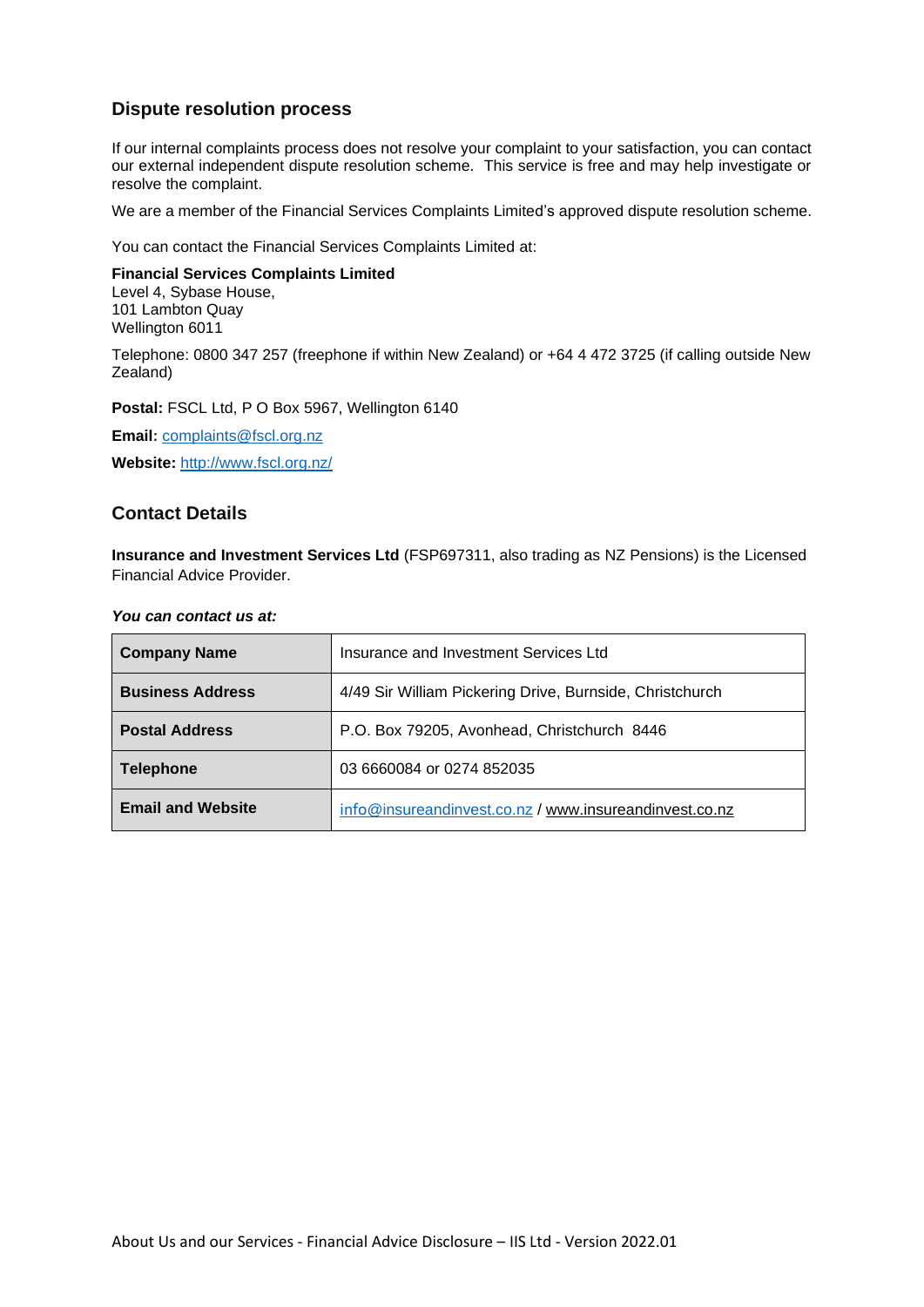## Dispute resolution process

If our internal complaints process does not resolve your complaint to your satisfaction, you can contact our external independent dispute resolution scheme. This service is free and may help investigate or resolve the complaint.

We are a member of the Financial Services Complaints Limited's approved dispute resolution scheme.

You can contact the Financial Services Complaints Limited at:

**Financial Services Complaints Limited**
Level 4, Sybase House,
101 Lambton Quay
Wellington 6011

Telephone: 0800 347 257 (freephone if within New Zealand) or +64 4 472 3725 (if calling outside New Zealand)

**Postal:** FSCL Ltd, P O Box 5967, Wellington 6140

**Email:** complaints@fscl.org.nz

**Website:** http://www.fscl.org.nz/

## Contact Details

**Insurance and Investment Services Ltd** (FSP697311, also trading as NZ Pensions) is the Licensed Financial Advice Provider.

***You can contact us at:***

| | |
|---|---|
| **Company Name** | Insurance and Investment Services Ltd |
| **Business Address** | 4/49 Sir William Pickering Drive, Burnside, Christchurch |
| **Postal Address** | P.O. Box 79205, Avonhead, Christchurch 8446 |
| **Telephone** | 03 6660084 or 0274 852035 |
| **Email and Website** | info@insureandinvest.co.nz / www.insureandinvest.co.nz |